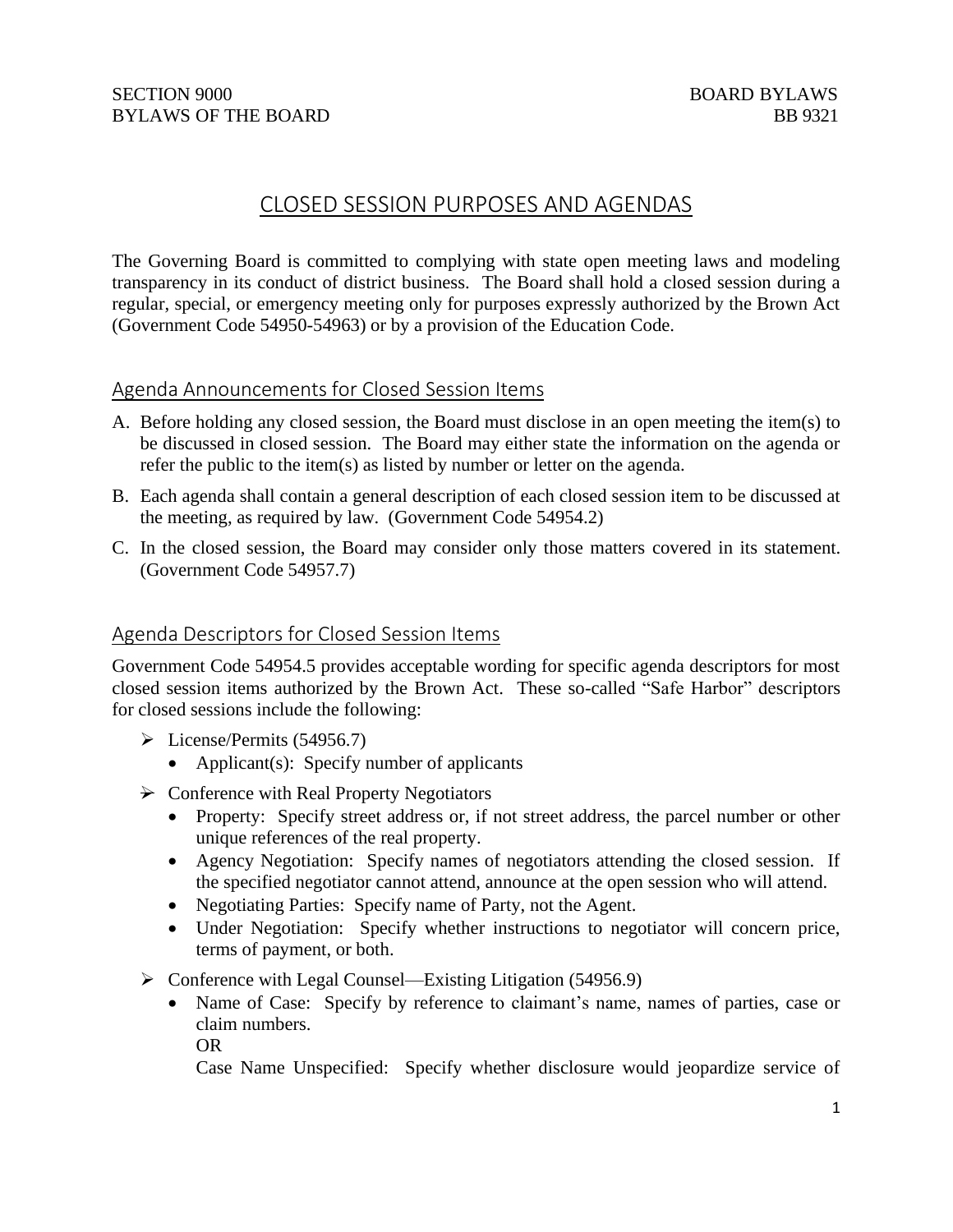SECTION 9000 BOARD BYLAWS
BYLAWS OF THE BOARD BB 9321

# CLOSED SESSION PURPOSES AND AGENDAS

The Governing Board is committed to complying with state open meeting laws and modeling transparency in its conduct of district business. The Board shall hold a closed session during a regular, special, or emergency meeting only for purposes expressly authorized by the Brown Act (Government Code 54950-54963) or by a provision of the Education Code.

## Agenda Announcements for Closed Session Items

A. Before holding any closed session, the Board must disclose in an open meeting the item(s) to be discussed in closed session. The Board may either state the information on the agenda or refer the public to the item(s) as listed by number or letter on the agenda.

B. Each agenda shall contain a general description of each closed session item to be discussed at the meeting, as required by law. (Government Code 54954.2)

C. In the closed session, the Board may consider only those matters covered in its statement. (Government Code 54957.7)

## Agenda Descriptors for Closed Session Items

Government Code 54954.5 provides acceptable wording for specific agenda descriptors for most closed session items authorized by the Brown Act. These so-called "Safe Harbor" descriptors for closed sessions include the following:

- License/Permits (54956.7)
  - Applicant(s): Specify number of applicants
- Conference with Real Property Negotiators
  - Property: Specify street address or, if not street address, the parcel number or other unique references of the real property.
  - Agency Negotiation: Specify names of negotiators attending the closed session. If the specified negotiator cannot attend, announce at the open session who will attend.
  - Negotiating Parties: Specify name of Party, not the Agent.
  - Under Negotiation: Specify whether instructions to negotiator will concern price, terms of payment, or both.
- Conference with Legal Counsel—Existing Litigation (54956.9)
  - Name of Case: Specify by reference to claimant's name, names of parties, case or claim numbers.
    OR
    Case Name Unspecified: Specify whether disclosure would jeopardize service of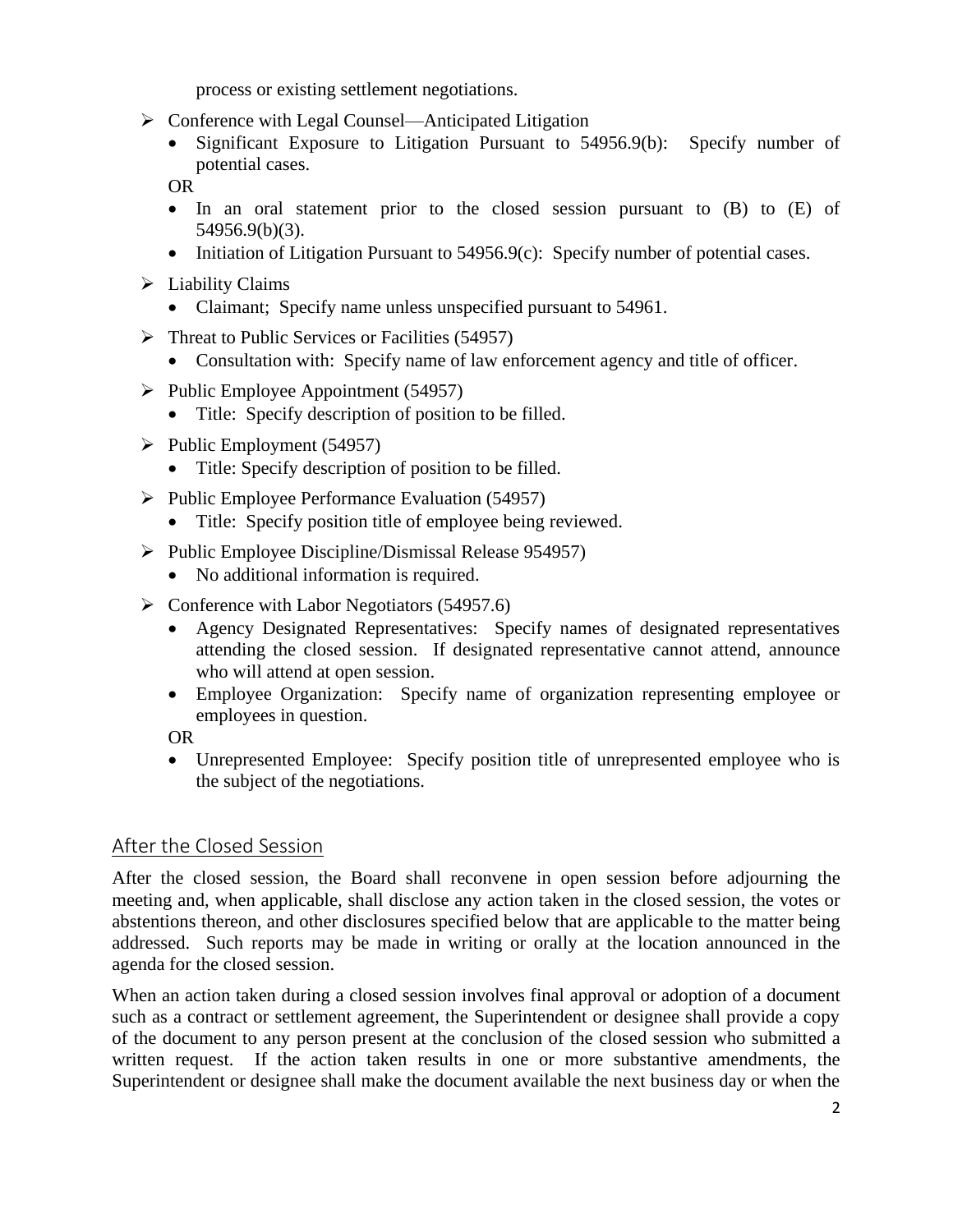process or existing settlement negotiations.

- Conference with Legal Counsel—Anticipated Litigation
  - Significant Exposure to Litigation Pursuant to 54956.9(b): Specify number of potential cases.

  OR

  - In an oral statement prior to the closed session pursuant to (B) to (E) of 54956.9(b)(3).
  - Initiation of Litigation Pursuant to 54956.9(c): Specify number of potential cases.
- Liability Claims
  - Claimant; Specify name unless unspecified pursuant to 54961.
- Threat to Public Services or Facilities (54957)
  - Consultation with: Specify name of law enforcement agency and title of officer.
- Public Employee Appointment (54957)
  - Title: Specify description of position to be filled.
- Public Employment (54957)
  - Title: Specify description of position to be filled.
- Public Employee Performance Evaluation (54957)
  - Title: Specify position title of employee being reviewed.
- Public Employee Discipline/Dismissal Release 954957)
  - No additional information is required.
- Conference with Labor Negotiators (54957.6)
  - Agency Designated Representatives: Specify names of designated representatives attending the closed session. If designated representative cannot attend, announce who will attend at open session.
  - Employee Organization: Specify name of organization representing employee or employees in question.

  OR

  - Unrepresented Employee: Specify position title of unrepresented employee who is the subject of the negotiations.

## After the Closed Session

After the closed session, the Board shall reconvene in open session before adjourning the meeting and, when applicable, shall disclose any action taken in the closed session, the votes or abstentions thereon, and other disclosures specified below that are applicable to the matter being addressed. Such reports may be made in writing or orally at the location announced in the agenda for the closed session.

When an action taken during a closed session involves final approval or adoption of a document such as a contract or settlement agreement, the Superintendent or designee shall provide a copy of the document to any person present at the conclusion of the closed session who submitted a written request. If the action taken results in one or more substantive amendments, the Superintendent or designee shall make the document available the next business day or when the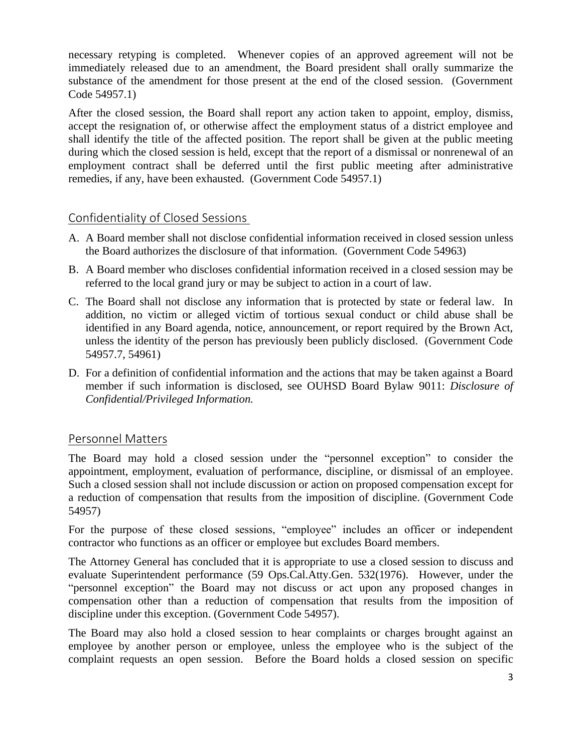necessary retyping is completed. Whenever copies of an approved agreement will not be immediately released due to an amendment, the Board president shall orally summarize the substance of the amendment for those present at the end of the closed session. (Government Code 54957.1)

After the closed session, the Board shall report any action taken to appoint, employ, dismiss, accept the resignation of, or otherwise affect the employment status of a district employee and shall identify the title of the affected position. The report shall be given at the public meeting during which the closed session is held, except that the report of a dismissal or nonrenewal of an employment contract shall be deferred until the first public meeting after administrative remedies, if any, have been exhausted. (Government Code 54957.1)

## Confidentiality of Closed Sessions

A. A Board member shall not disclose confidential information received in closed session unless the Board authorizes the disclosure of that information. (Government Code 54963)

B. A Board member who discloses confidential information received in a closed session may be referred to the local grand jury or may be subject to action in a court of law.

C. The Board shall not disclose any information that is protected by state or federal law. In addition, no victim or alleged victim of tortious sexual conduct or child abuse shall be identified in any Board agenda, notice, announcement, or report required by the Brown Act, unless the identity of the person has previously been publicly disclosed. (Government Code 54957.7, 54961)

D. For a definition of confidential information and the actions that may be taken against a Board member if such information is disclosed, see OUHSD Board Bylaw 9011: *Disclosure of Confidential/Privileged Information.*

## Personnel Matters

The Board may hold a closed session under the "personnel exception" to consider the appointment, employment, evaluation of performance, discipline, or dismissal of an employee. Such a closed session shall not include discussion or action on proposed compensation except for a reduction of compensation that results from the imposition of discipline. (Government Code 54957)

For the purpose of these closed sessions, "employee" includes an officer or independent contractor who functions as an officer or employee but excludes Board members.

The Attorney General has concluded that it is appropriate to use a closed session to discuss and evaluate Superintendent performance (59 Ops.Cal.Atty.Gen. 532(1976). However, under the "personnel exception" the Board may not discuss or act upon any proposed changes in compensation other than a reduction of compensation that results from the imposition of discipline under this exception. (Government Code 54957).

The Board may also hold a closed session to hear complaints or charges brought against an employee by another person or employee, unless the employee who is the subject of the complaint requests an open session. Before the Board holds a closed session on specific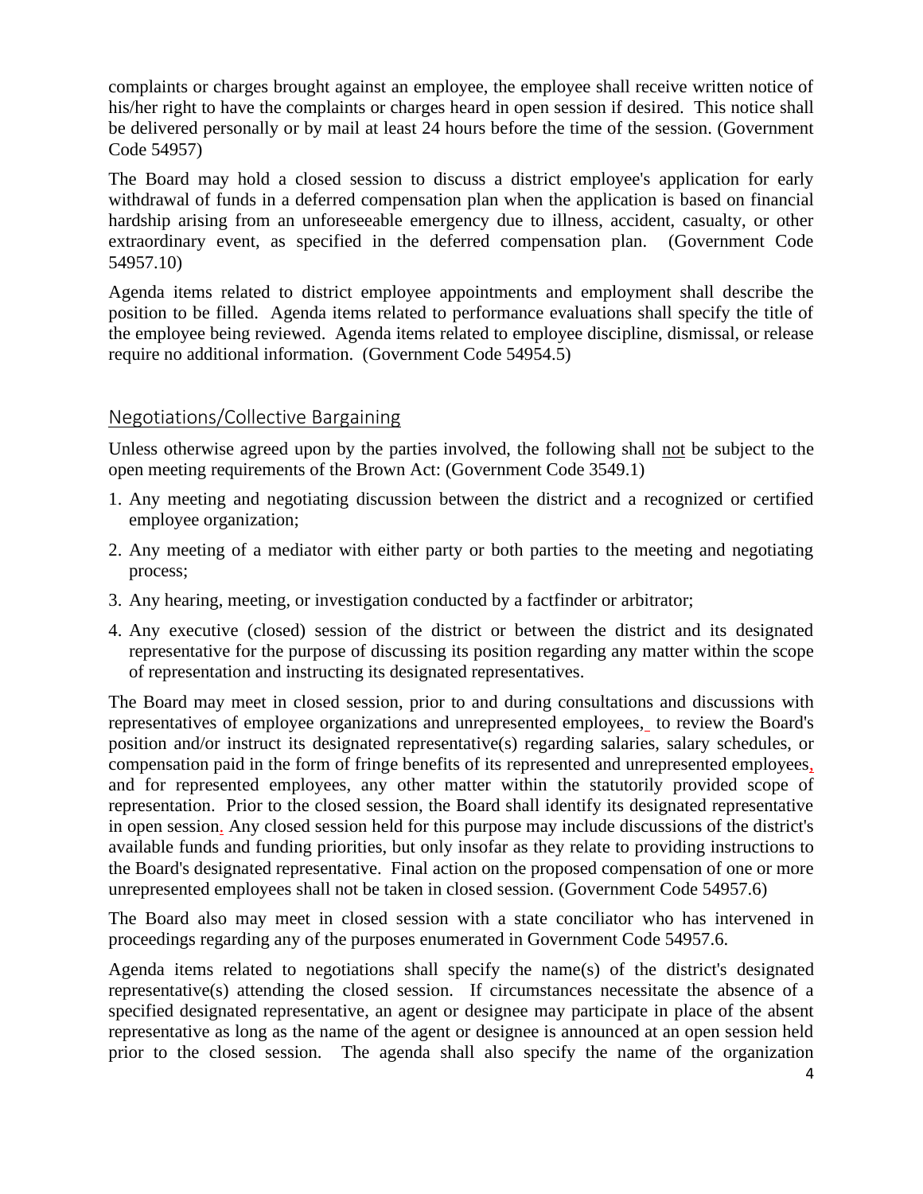complaints or charges brought against an employee, the employee shall receive written notice of his/her right to have the complaints or charges heard in open session if desired. This notice shall be delivered personally or by mail at least 24 hours before the time of the session. (Government Code 54957)

The Board may hold a closed session to discuss a district employee's application for early withdrawal of funds in a deferred compensation plan when the application is based on financial hardship arising from an unforeseeable emergency due to illness, accident, casualty, or other extraordinary event, as specified in the deferred compensation plan. (Government Code 54957.10)

Agenda items related to district employee appointments and employment shall describe the position to be filled. Agenda items related to performance evaluations shall specify the title of the employee being reviewed. Agenda items related to employee discipline, dismissal, or release require no additional information. (Government Code 54954.5)

## Negotiations/Collective Bargaining

Unless otherwise agreed upon by the parties involved, the following shall not be subject to the open meeting requirements of the Brown Act: (Government Code 3549.1)

1. Any meeting and negotiating discussion between the district and a recognized or certified employee organization;
2. Any meeting of a mediator with either party or both parties to the meeting and negotiating process;
3. Any hearing, meeting, or investigation conducted by a factfinder or arbitrator;
4. Any executive (closed) session of the district or between the district and its designated representative for the purpose of discussing its position regarding any matter within the scope of representation and instructing its designated representatives.

The Board may meet in closed session, prior to and during consultations and discussions with representatives of employee organizations and unrepresented employees, to review the Board's position and/or instruct its designated representative(s) regarding salaries, salary schedules, or compensation paid in the form of fringe benefits of its represented and unrepresented employees, and for represented employees, any other matter within the statutorily provided scope of representation. Prior to the closed session, the Board shall identify its designated representative in open session. Any closed session held for this purpose may include discussions of the district's available funds and funding priorities, but only insofar as they relate to providing instructions to the Board's designated representative. Final action on the proposed compensation of one or more unrepresented employees shall not be taken in closed session. (Government Code 54957.6)

The Board also may meet in closed session with a state conciliator who has intervened in proceedings regarding any of the purposes enumerated in Government Code 54957.6.

Agenda items related to negotiations shall specify the name(s) of the district's designated representative(s) attending the closed session. If circumstances necessitate the absence of a specified designated representative, an agent or designee may participate in place of the absent representative as long as the name of the agent or designee is announced at an open session held prior to the closed session. The agenda shall also specify the name of the organization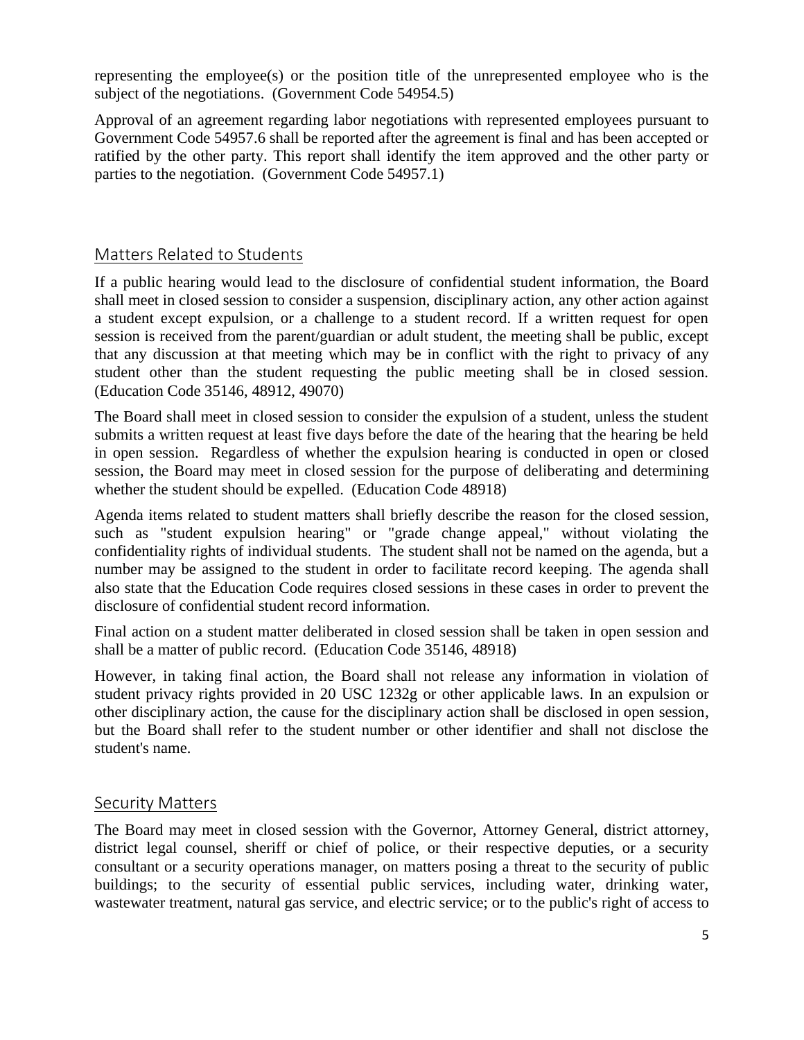representing the employee(s) or the position title of the unrepresented employee who is the subject of the negotiations. (Government Code 54954.5)

Approval of an agreement regarding labor negotiations with represented employees pursuant to Government Code 54957.6 shall be reported after the agreement is final and has been accepted or ratified by the other party. This report shall identify the item approved and the other party or parties to the negotiation. (Government Code 54957.1)

## Matters Related to Students

If a public hearing would lead to the disclosure of confidential student information, the Board shall meet in closed session to consider a suspension, disciplinary action, any other action against a student except expulsion, or a challenge to a student record. If a written request for open session is received from the parent/guardian or adult student, the meeting shall be public, except that any discussion at that meeting which may be in conflict with the right to privacy of any student other than the student requesting the public meeting shall be in closed session. (Education Code 35146, 48912, 49070)

The Board shall meet in closed session to consider the expulsion of a student, unless the student submits a written request at least five days before the date of the hearing that the hearing be held in open session. Regardless of whether the expulsion hearing is conducted in open or closed session, the Board may meet in closed session for the purpose of deliberating and determining whether the student should be expelled. (Education Code 48918)

Agenda items related to student matters shall briefly describe the reason for the closed session, such as "student expulsion hearing" or "grade change appeal," without violating the confidentiality rights of individual students. The student shall not be named on the agenda, but a number may be assigned to the student in order to facilitate record keeping. The agenda shall also state that the Education Code requires closed sessions in these cases in order to prevent the disclosure of confidential student record information.

Final action on a student matter deliberated in closed session shall be taken in open session and shall be a matter of public record. (Education Code 35146, 48918)

However, in taking final action, the Board shall not release any information in violation of student privacy rights provided in 20 USC 1232g or other applicable laws. In an expulsion or other disciplinary action, the cause for the disciplinary action shall be disclosed in open session, but the Board shall refer to the student number or other identifier and shall not disclose the student's name.

## Security Matters

The Board may meet in closed session with the Governor, Attorney General, district attorney, district legal counsel, sheriff or chief of police, or their respective deputies, or a security consultant or a security operations manager, on matters posing a threat to the security of public buildings; to the security of essential public services, including water, drinking water, wastewater treatment, natural gas service, and electric service; or to the public's right of access to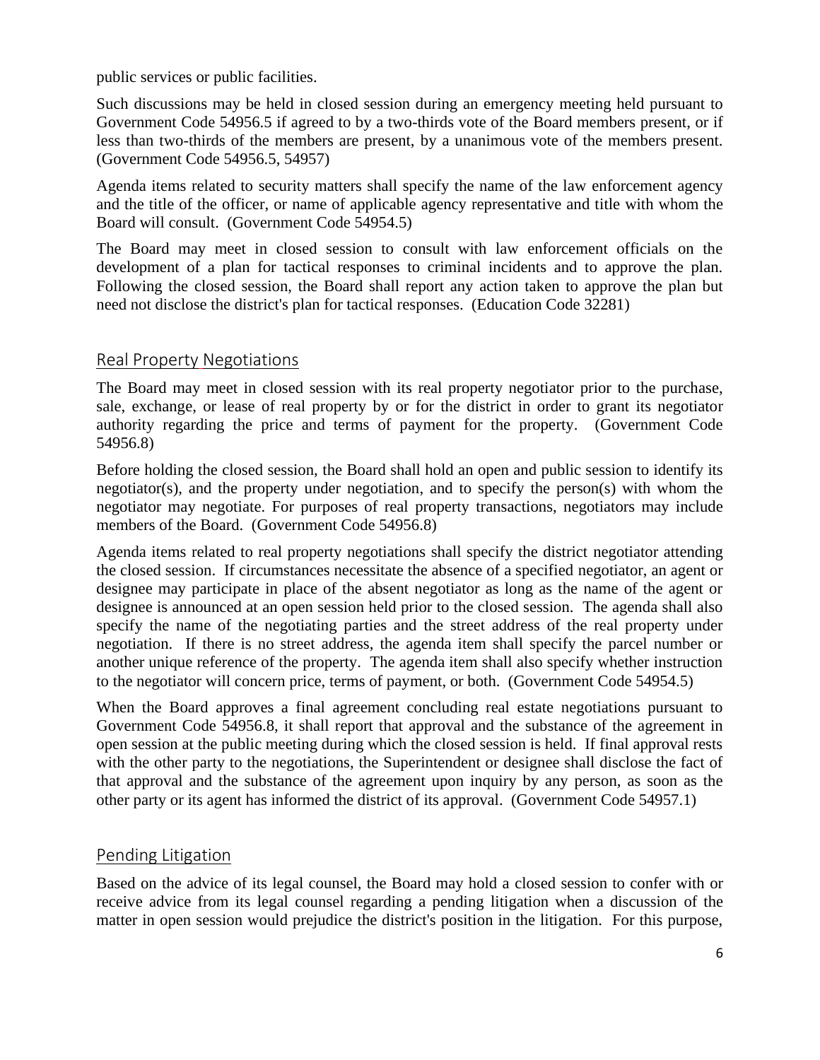public services or public facilities.

Such discussions may be held in closed session during an emergency meeting held pursuant to Government Code 54956.5 if agreed to by a two-thirds vote of the Board members present, or if less than two-thirds of the members are present, by a unanimous vote of the members present. (Government Code 54956.5, 54957)

Agenda items related to security matters shall specify the name of the law enforcement agency and the title of the officer, or name of applicable agency representative and title with whom the Board will consult. (Government Code 54954.5)

The Board may meet in closed session to consult with law enforcement officials on the development of a plan for tactical responses to criminal incidents and to approve the plan. Following the closed session, the Board shall report any action taken to approve the plan but need not disclose the district's plan for tactical responses. (Education Code 32281)

## Real Property Negotiations

The Board may meet in closed session with its real property negotiator prior to the purchase, sale, exchange, or lease of real property by or for the district in order to grant its negotiator authority regarding the price and terms of payment for the property. (Government Code 54956.8)

Before holding the closed session, the Board shall hold an open and public session to identify its negotiator(s), and the property under negotiation, and to specify the person(s) with whom the negotiator may negotiate. For purposes of real property transactions, negotiators may include members of the Board. (Government Code 54956.8)

Agenda items related to real property negotiations shall specify the district negotiator attending the closed session. If circumstances necessitate the absence of a specified negotiator, an agent or designee may participate in place of the absent negotiator as long as the name of the agent or designee is announced at an open session held prior to the closed session. The agenda shall also specify the name of the negotiating parties and the street address of the real property under negotiation. If there is no street address, the agenda item shall specify the parcel number or another unique reference of the property. The agenda item shall also specify whether instruction to the negotiator will concern price, terms of payment, or both. (Government Code 54954.5)

When the Board approves a final agreement concluding real estate negotiations pursuant to Government Code 54956.8, it shall report that approval and the substance of the agreement in open session at the public meeting during which the closed session is held. If final approval rests with the other party to the negotiations, the Superintendent or designee shall disclose the fact of that approval and the substance of the agreement upon inquiry by any person, as soon as the other party or its agent has informed the district of its approval. (Government Code 54957.1)

## Pending Litigation

Based on the advice of its legal counsel, the Board may hold a closed session to confer with or receive advice from its legal counsel regarding a pending litigation when a discussion of the matter in open session would prejudice the district's position in the litigation. For this purpose,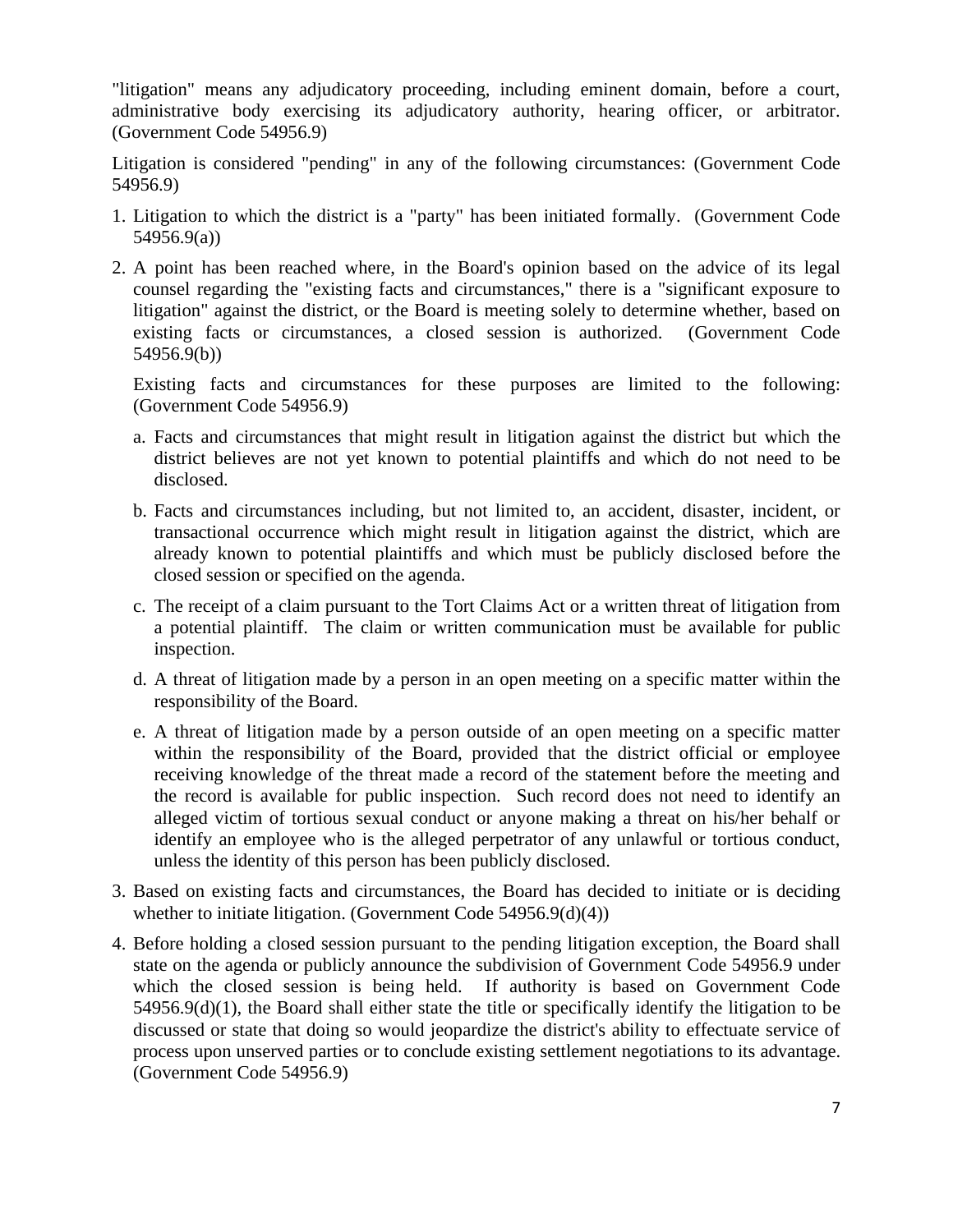"litigation" means any adjudicatory proceeding, including eminent domain, before a court, administrative body exercising its adjudicatory authority, hearing officer, or arbitrator. (Government Code 54956.9)

Litigation is considered "pending" in any of the following circumstances: (Government Code 54956.9)

1. Litigation to which the district is a "party" has been initiated formally. (Government Code 54956.9(a))

2. A point has been reached where, in the Board's opinion based on the advice of its legal counsel regarding the "existing facts and circumstances," there is a "significant exposure to litigation" against the district, or the Board is meeting solely to determine whether, based on existing facts or circumstances, a closed session is authorized. (Government Code 54956.9(b))

   Existing facts and circumstances for these purposes are limited to the following: (Government Code 54956.9)

   a. Facts and circumstances that might result in litigation against the district but which the district believes are not yet known to potential plaintiffs and which do not need to be disclosed.

   b. Facts and circumstances including, but not limited to, an accident, disaster, incident, or transactional occurrence which might result in litigation against the district, which are already known to potential plaintiffs and which must be publicly disclosed before the closed session or specified on the agenda.

   c. The receipt of a claim pursuant to the Tort Claims Act or a written threat of litigation from a potential plaintiff. The claim or written communication must be available for public inspection.

   d. A threat of litigation made by a person in an open meeting on a specific matter within the responsibility of the Board.

   e. A threat of litigation made by a person outside of an open meeting on a specific matter within the responsibility of the Board, provided that the district official or employee receiving knowledge of the threat made a record of the statement before the meeting and the record is available for public inspection. Such record does not need to identify an alleged victim of tortious sexual conduct or anyone making a threat on his/her behalf or identify an employee who is the alleged perpetrator of any unlawful or tortious conduct, unless the identity of this person has been publicly disclosed.

3. Based on existing facts and circumstances, the Board has decided to initiate or is deciding whether to initiate litigation. (Government Code 54956.9(d)(4))

4. Before holding a closed session pursuant to the pending litigation exception, the Board shall state on the agenda or publicly announce the subdivision of Government Code 54956.9 under which the closed session is being held. If authority is based on Government Code 54956.9(d)(1), the Board shall either state the title or specifically identify the litigation to be discussed or state that doing so would jeopardize the district's ability to effectuate service of process upon unserved parties or to conclude existing settlement negotiations to its advantage. (Government Code 54956.9)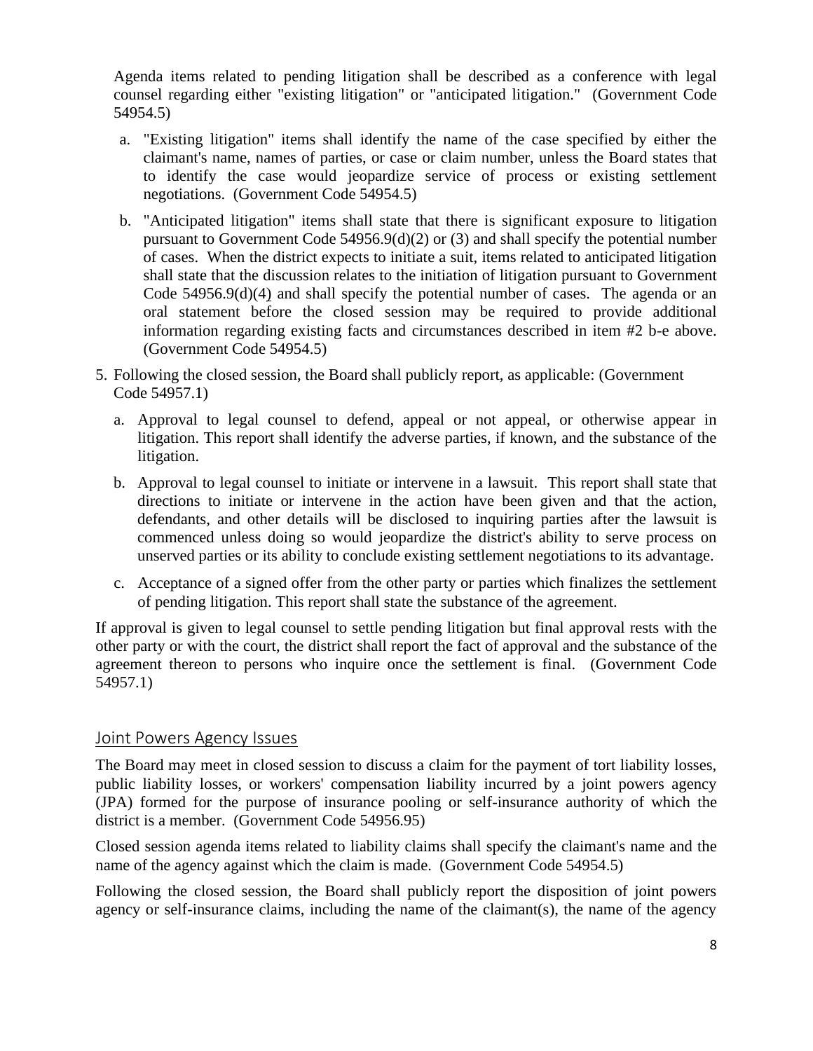Agenda items related to pending litigation shall be described as a conference with legal counsel regarding either "existing litigation" or "anticipated litigation." (Government Code 54954.5)

a. "Existing litigation" items shall identify the name of the case specified by either the claimant's name, names of parties, or case or claim number, unless the Board states that to identify the case would jeopardize service of process or existing settlement negotiations. (Government Code 54954.5)

b. "Anticipated litigation" items shall state that there is significant exposure to litigation pursuant to Government Code 54956.9(d)(2) or (3) and shall specify the potential number of cases. When the district expects to initiate a suit, items related to anticipated litigation shall state that the discussion relates to the initiation of litigation pursuant to Government Code 54956.9(d)(4) and shall specify the potential number of cases. The agenda or an oral statement before the closed session may be required to provide additional information regarding existing facts and circumstances described in item #2 b-e above. (Government Code 54954.5)

5. Following the closed session, the Board shall publicly report, as applicable: (Government Code 54957.1)

   a. Approval to legal counsel to defend, appeal or not appeal, or otherwise appear in litigation. This report shall identify the adverse parties, if known, and the substance of the litigation.

   b. Approval to legal counsel to initiate or intervene in a lawsuit. This report shall state that directions to initiate or intervene in the action have been given and that the action, defendants, and other details will be disclosed to inquiring parties after the lawsuit is commenced unless doing so would jeopardize the district's ability to serve process on unserved parties or its ability to conclude existing settlement negotiations to its advantage.

   c. Acceptance of a signed offer from the other party or parties which finalizes the settlement of pending litigation. This report shall state the substance of the agreement.

If approval is given to legal counsel to settle pending litigation but final approval rests with the other party or with the court, the district shall report the fact of approval and the substance of the agreement thereon to persons who inquire once the settlement is final. (Government Code 54957.1)

## Joint Powers Agency Issues

The Board may meet in closed session to discuss a claim for the payment of tort liability losses, public liability losses, or workers' compensation liability incurred by a joint powers agency (JPA) formed for the purpose of insurance pooling or self-insurance authority of which the district is a member. (Government Code 54956.95)

Closed session agenda items related to liability claims shall specify the claimant's name and the name of the agency against which the claim is made. (Government Code 54954.5)

Following the closed session, the Board shall publicly report the disposition of joint powers agency or self-insurance claims, including the name of the claimant(s), the name of the agency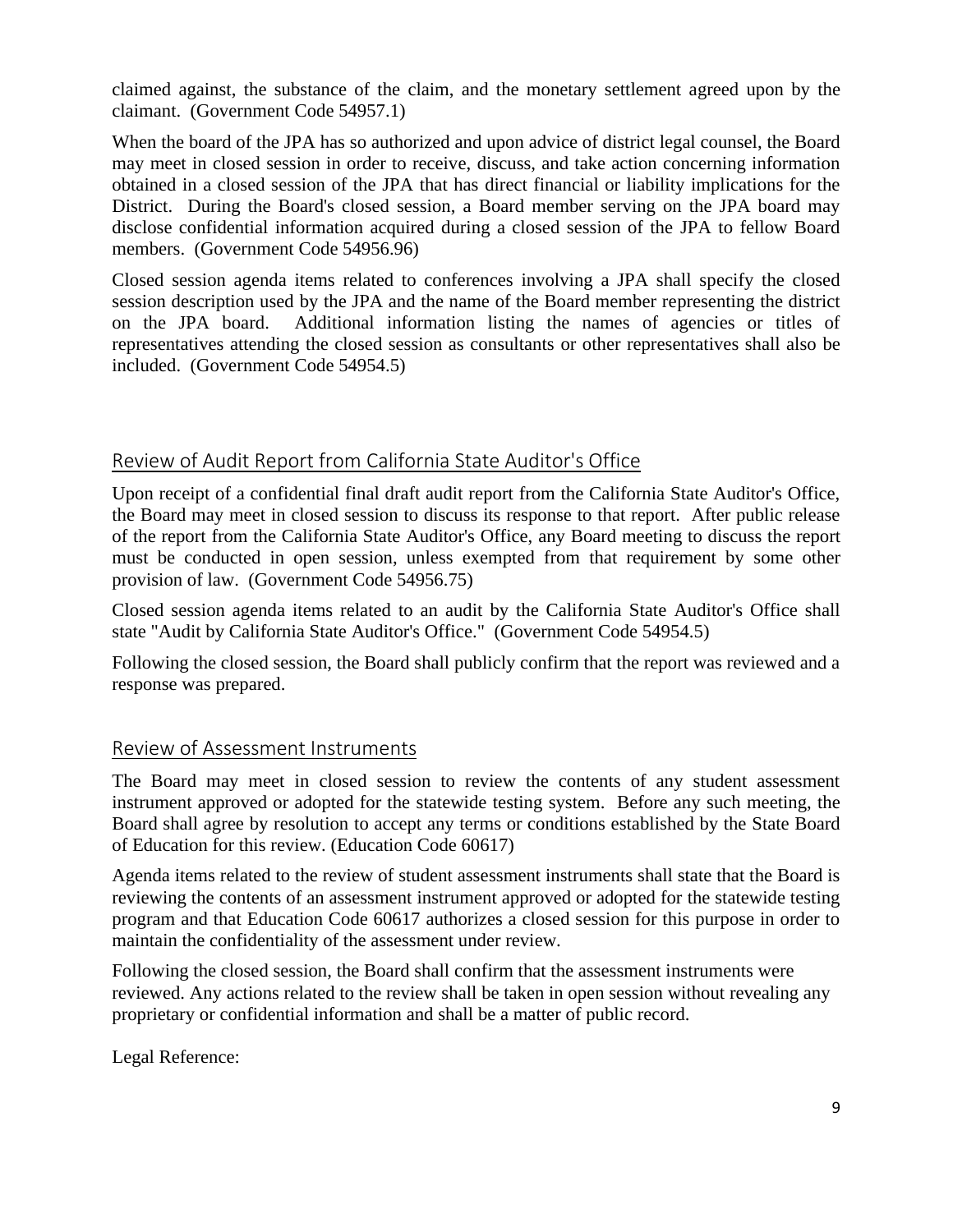claimed against, the substance of the claim, and the monetary settlement agreed upon by the claimant. (Government Code 54957.1)

When the board of the JPA has so authorized and upon advice of district legal counsel, the Board may meet in closed session in order to receive, discuss, and take action concerning information obtained in a closed session of the JPA that has direct financial or liability implications for the District. During the Board's closed session, a Board member serving on the JPA board may disclose confidential information acquired during a closed session of the JPA to fellow Board members. (Government Code 54956.96)

Closed session agenda items related to conferences involving a JPA shall specify the closed session description used by the JPA and the name of the Board member representing the district on the JPA board. Additional information listing the names of agencies or titles of representatives attending the closed session as consultants or other representatives shall also be included. (Government Code 54954.5)

## Review of Audit Report from California State Auditor's Office

Upon receipt of a confidential final draft audit report from the California State Auditor's Office, the Board may meet in closed session to discuss its response to that report. After public release of the report from the California State Auditor's Office, any Board meeting to discuss the report must be conducted in open session, unless exempted from that requirement by some other provision of law. (Government Code 54956.75)

Closed session agenda items related to an audit by the California State Auditor's Office shall state "Audit by California State Auditor's Office." (Government Code 54954.5)

Following the closed session, the Board shall publicly confirm that the report was reviewed and a response was prepared.

## Review of Assessment Instruments

The Board may meet in closed session to review the contents of any student assessment instrument approved or adopted for the statewide testing system. Before any such meeting, the Board shall agree by resolution to accept any terms or conditions established by the State Board of Education for this review. (Education Code 60617)

Agenda items related to the review of student assessment instruments shall state that the Board is reviewing the contents of an assessment instrument approved or adopted for the statewide testing program and that Education Code 60617 authorizes a closed session for this purpose in order to maintain the confidentiality of the assessment under review.

Following the closed session, the Board shall confirm that the assessment instruments were reviewed. Any actions related to the review shall be taken in open session without revealing any proprietary or confidential information and shall be a matter of public record.

Legal Reference: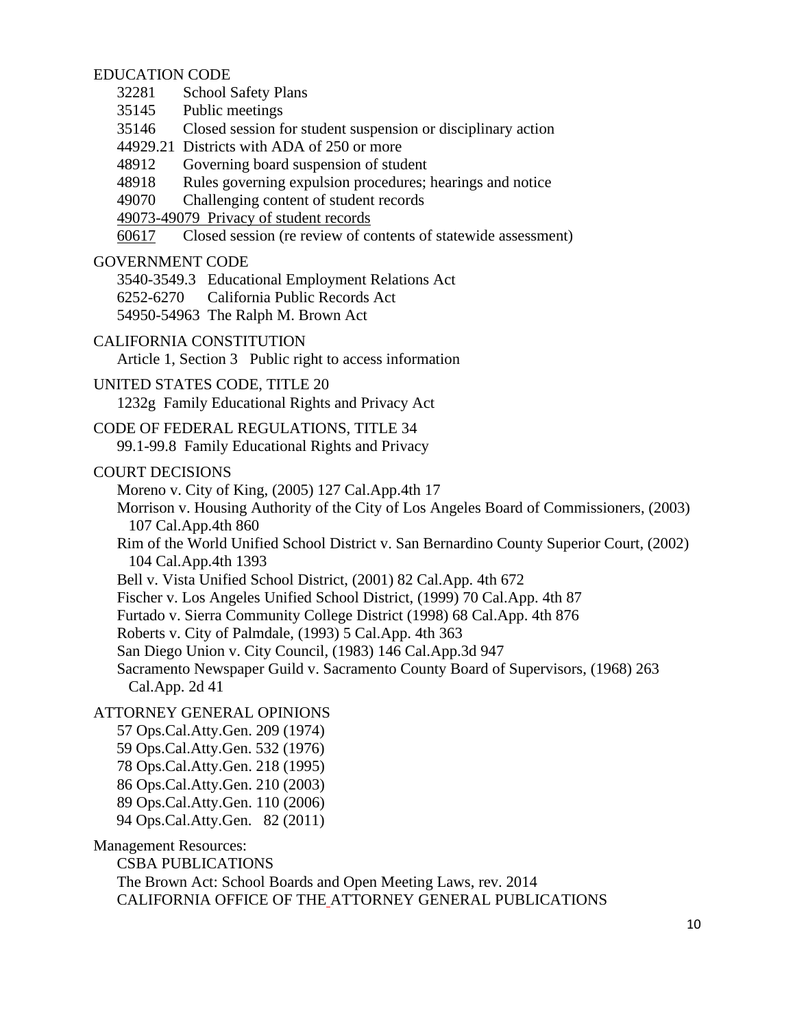EDUCATION CODE

32281 School Safety Plans

35145 Public meetings

35146 Closed session for student suspension or disciplinary action

44929.21 Districts with ADA of 250 or more

48912 Governing board suspension of student

48918 Rules governing expulsion procedures; hearings and notice

49070 Challenging content of student records

49073-49079 Privacy of student records

60617 Closed session (re review of contents of statewide assessment)

GOVERNMENT CODE

3540-3549.3 Educational Employment Relations Act

6252-6270 California Public Records Act

54950-54963 The Ralph M. Brown Act

CALIFORNIA CONSTITUTION

Article 1, Section 3 Public right to access information

UNITED STATES CODE, TITLE 20

1232g Family Educational Rights and Privacy Act

CODE OF FEDERAL REGULATIONS, TITLE 34

99.1-99.8 Family Educational Rights and Privacy

COURT DECISIONS

Moreno v. City of King, (2005) 127 Cal.App.4th 17

Morrison v. Housing Authority of the City of Los Angeles Board of Commissioners, (2003) 107 Cal.App.4th 860

Rim of the World Unified School District v. San Bernardino County Superior Court, (2002) 104 Cal.App.4th 1393

Bell v. Vista Unified School District, (2001) 82 Cal.App. 4th 672

Fischer v. Los Angeles Unified School District, (1999) 70 Cal.App. 4th 87

Furtado v. Sierra Community College District (1998) 68 Cal.App. 4th 876

Roberts v. City of Palmdale, (1993) 5 Cal.App. 4th 363

San Diego Union v. City Council, (1983) 146 Cal.App.3d 947

Sacramento Newspaper Guild v. Sacramento County Board of Supervisors, (1968) 263 Cal.App. 2d 41

ATTORNEY GENERAL OPINIONS

57 Ops.Cal.Atty.Gen. 209 (1974)

59 Ops.Cal.Atty.Gen. 532 (1976)

78 Ops.Cal.Atty.Gen. 218 (1995)

86 Ops.Cal.Atty.Gen. 210 (2003)

89 Ops.Cal.Atty.Gen. 110 (2006)

94 Ops.Cal.Atty.Gen. 82 (2011)

Management Resources:

CSBA PUBLICATIONS

The Brown Act: School Boards and Open Meeting Laws, rev. 2014

CALIFORNIA OFFICE OF THE ATTORNEY GENERAL PUBLICATIONS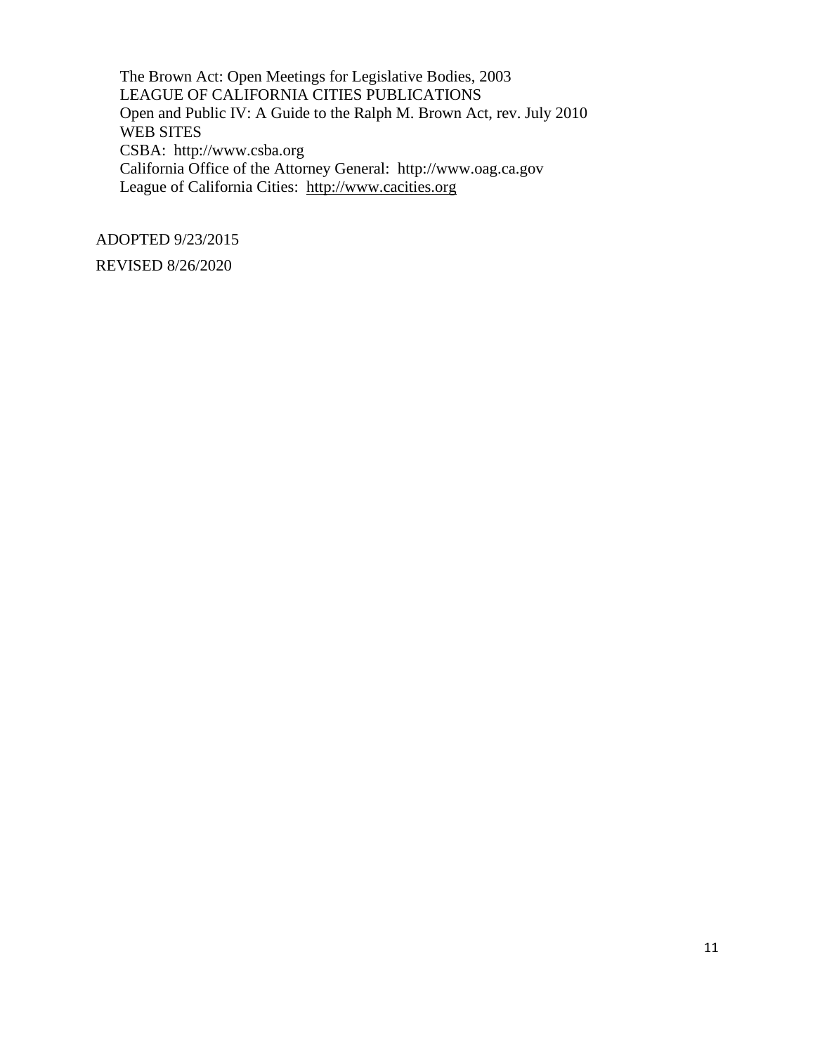The Brown Act: Open Meetings for Legislative Bodies, 2003
LEAGUE OF CALIFORNIA CITIES PUBLICATIONS
Open and Public IV: A Guide to the Ralph M. Brown Act, rev. July 2010
WEB SITES
CSBA: http://www.csba.org
California Office of the Attorney General: http://www.oag.ca.gov
League of California Cities: http://www.cacities.org

ADOPTED 9/23/2015

REVISED 8/26/2020